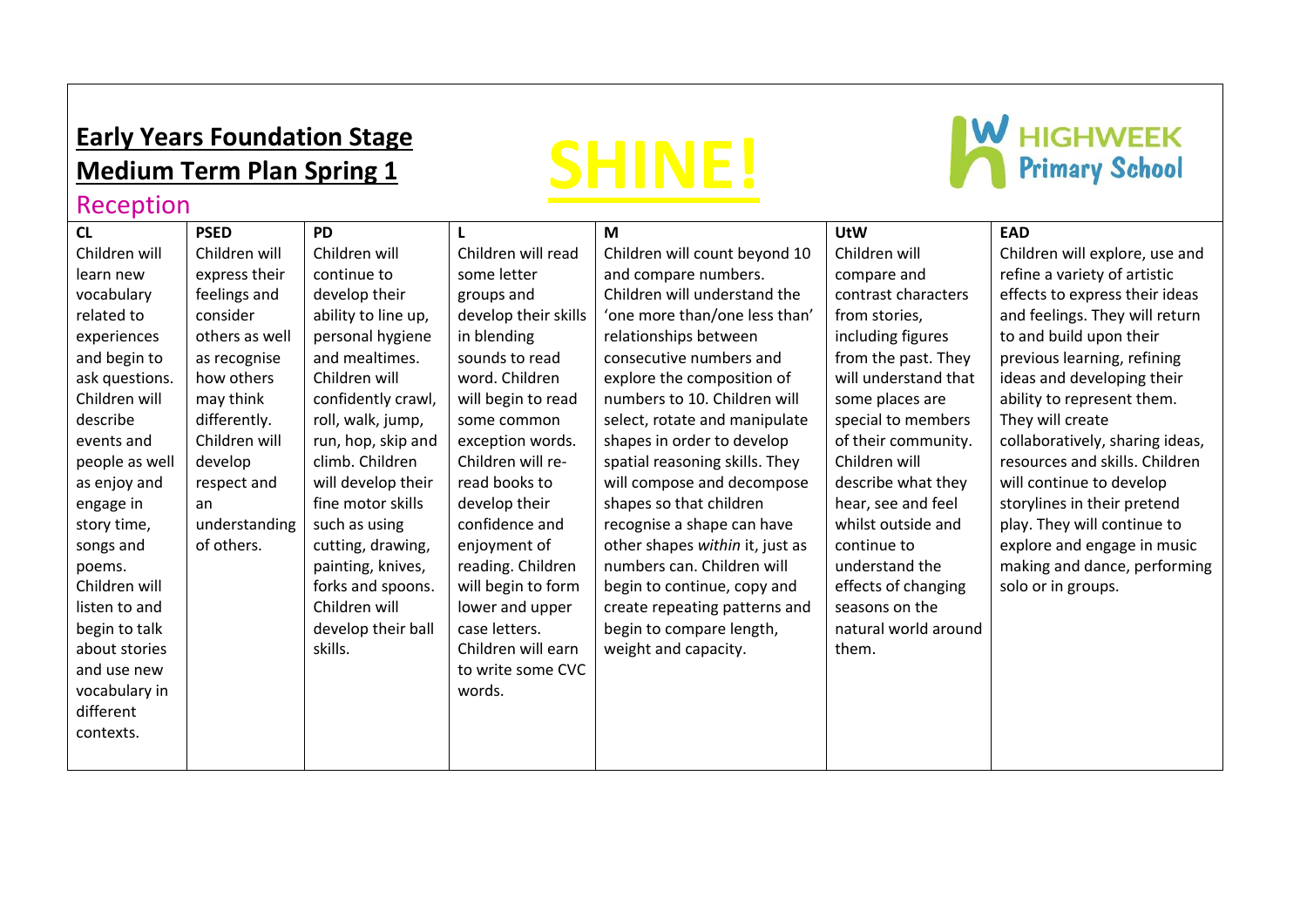# Early Years Foundation Stage

# Medium Term Plan Spring 1

SHINE!

HIGHWEEK Primary School

## Reception

| CL | PSED | PD | L | M | UtW | EAD |
|---|---|---|---|---|---|---|
| Children will learn new vocabulary related to experiences and begin to ask questions. Children will describe events and people as well as enjoy and engage in story time, songs and poems. Children will listen to and begin to talk about stories and use new vocabulary in different contexts. | Children will express their feelings and consider others as well as recognise how others may think differently. Children will develop respect and an understanding of others. | Children will continue to develop their ability to line up, personal hygiene and mealtimes. Children will confidently crawl, roll, walk, jump, run, hop, skip and climb. Children will develop their fine motor skills such as using cutting, drawing, painting, knives, forks and spoons. Children will develop their ball skills. | Children will read some letter groups and develop their skills in blending sounds to read word. Children will begin to read some common exception words. Children will re-read books to develop their confidence and enjoyment of reading. Children will begin to form lower and upper case letters. Children will earn to write some CVC words. | Children will count beyond 10 and compare numbers. Children will understand the 'one more than/one less than' relationships between consecutive numbers and explore the composition of numbers to 10. Children will select, rotate and manipulate shapes in order to develop spatial reasoning skills. They will compose and decompose shapes so that children recognise a shape can have other shapes *within* it, just as numbers can. Children will begin to continue, copy and create repeating patterns and begin to compare length, weight and capacity. | Children will compare and contrast characters from stories, including figures from the past. They will understand that some places are special to members of their community. Children will describe what they hear, see and feel whilst outside and continue to understand the effects of changing seasons on the natural world around them. | Children will explore, use and refine a variety of artistic effects to express their ideas and feelings. They will return to and build upon their previous learning, refining ideas and developing their ability to represent them. They will create collaboratively, sharing ideas, resources and skills. Children will continue to develop storylines in their pretend play. They will continue to explore and engage in music making and dance, performing solo or in groups. |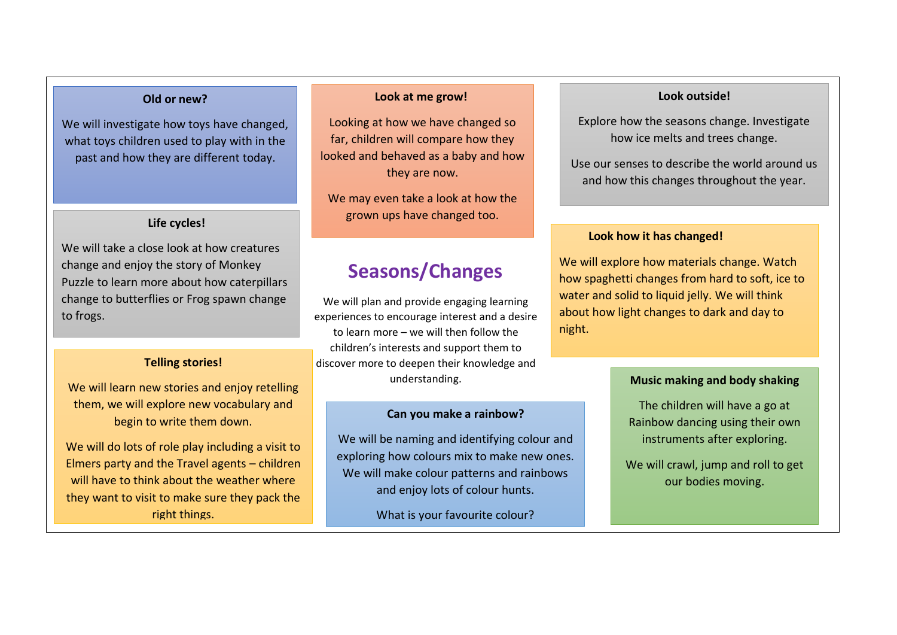# Seasons/Changes

We will plan and provide engaging learning experiences to encourage interest and a desire to learn more – we will then follow the children's interests and support them to discover more to deepen their knowledge and understanding.

### Old or new?

We will investigate how toys have changed, what toys children used to play with in the past and how they are different today.

### Life cycles!

We will take a close look at how creatures change and enjoy the story of Monkey Puzzle to learn more about how caterpillars change to butterflies or Frog spawn change to frogs.

### Telling stories!

We will learn new stories and enjoy retelling them, we will explore new vocabulary and begin to write them down.

We will do lots of role play including a visit to Elmers party and the Travel agents – children will have to think about the weather where they want to visit to make sure they pack the right things.

### Look at me grow!

Looking at how we have changed so far, children will compare how they looked and behaved as a baby and how they are now.

We may even take a look at how the grown ups have changed too.

### Can you make a rainbow?

We will be naming and identifying colour and exploring how colours mix to make new ones. We will make colour patterns and rainbows and enjoy lots of colour hunts.

What is your favourite colour?

### Look outside!

Explore how the seasons change. Investigate how ice melts and trees change.

Use our senses to describe the world around us and how this changes throughout the year.

### Look how it has changed!

We will explore how materials change. Watch how spaghetti changes from hard to soft, ice to water and solid to liquid jelly. We will think about how light changes to dark and day to night.

### Music making and body shaking

The children will have a go at Rainbow dancing using their own instruments after exploring.

We will crawl, jump and roll to get our bodies moving.